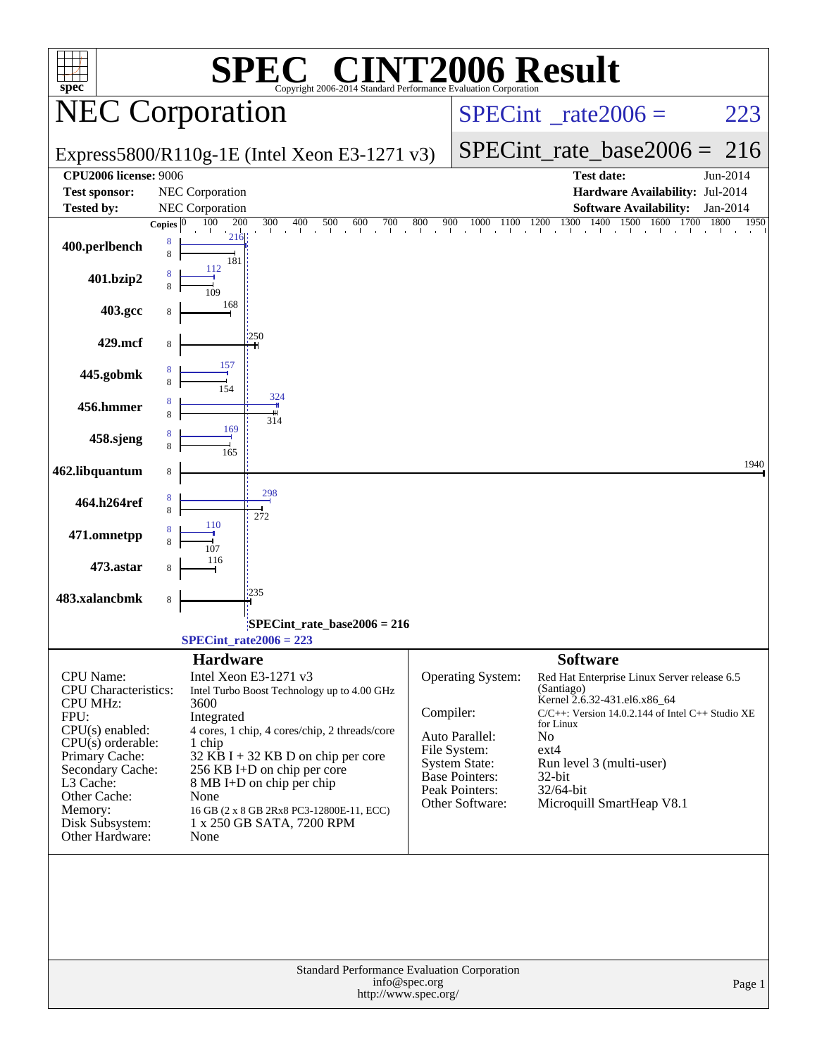# SPEC® CINT2006 Result

Copyright 2006-2014 Standard Performance Evaluation Corporation

## NEC Corporation

Express5800/R110g-1E (Intel Xeon E3-1271 v3)

SPECint_rate2006 = 223

SPECint_rate_base2006 = 216

| | | | |
|---|---|---|---|
| **CPU2006 license:** 9006 | | **Test date:** | Jun-2014 |
| **Test sponsor:** | NEC Corporation | **Hardware Availability:** | Jul-2014 |
| **Tested by:** | NEC Corporation | **Software Availability:** | Jan-2014 |

| Benchmark | Copies (peak) | Peak | Copies (base) | Base |
|---|---|---|---|---|
| 400.perlbench | 8 | 216 | 8 | 181 |
| 401.bzip2 | 8 | 112 | 8 | 109 |
| 403.gcc | | | 8 | 168 |
| 429.mcf | | | 8 | 250 |
| 445.gobmk | 8 | 157 | 8 | 154 |
| 456.hmmer | 8 | 324 | 8 | 314 |
| 458.sjeng | 8 | 169 | 8 | 165 |
| 462.libquantum | | | 8 | 1940 |
| 464.h264ref | 8 | 298 | 8 | 272 |
| 471.omnetpp | 8 | 110 | 8 | 107 |
| 473.astar | | | 8 | 116 |
| 483.xalancbmk | | | 8 | 235 |

SPECint_rate_base2006 = 216

SPECint_rate2006 = 223

### Hardware

| | |
|---|---|
| CPU Name: | Intel Xeon E3-1271 v3 |
| CPU Characteristics: | Intel Turbo Boost Technology up to 4.00 GHz |
| CPU MHz: | 3600 |
| FPU: | Integrated |
| CPU(s) enabled: | 4 cores, 1 chip, 4 cores/chip, 2 threads/core |
| CPU(s) orderable: | 1 chip |
| Primary Cache: | 32 KB I + 32 KB D on chip per core |
| Secondary Cache: | 256 KB I+D on chip per core |
| L3 Cache: | 8 MB I+D on chip per chip |
| Other Cache: | None |
| Memory: | 16 GB (2 x 8 GB 2Rx8 PC3-12800E-11, ECC) |
| Disk Subsystem: | 1 x 250 GB SATA, 7200 RPM |
| Other Hardware: | None |

### Software

| | |
|---|---|
| Operating System: | Red Hat Enterprise Linux Server release 6.5 (Santiago) Kernel 2.6.32-431.el6.x86_64 |
| Compiler: | C/C++: Version 14.0.2.144 of Intel C++ Studio XE for Linux |
| Auto Parallel: | No |
| File System: | ext4 |
| System State: | Run level 3 (multi-user) |
| Base Pointers: | 32-bit |
| Peak Pointers: | 32/64-bit |
| Other Software: | Microquill SmartHeap V8.1 |

Standard Performance Evaluation Corporation
info@spec.org
http://www.spec.org/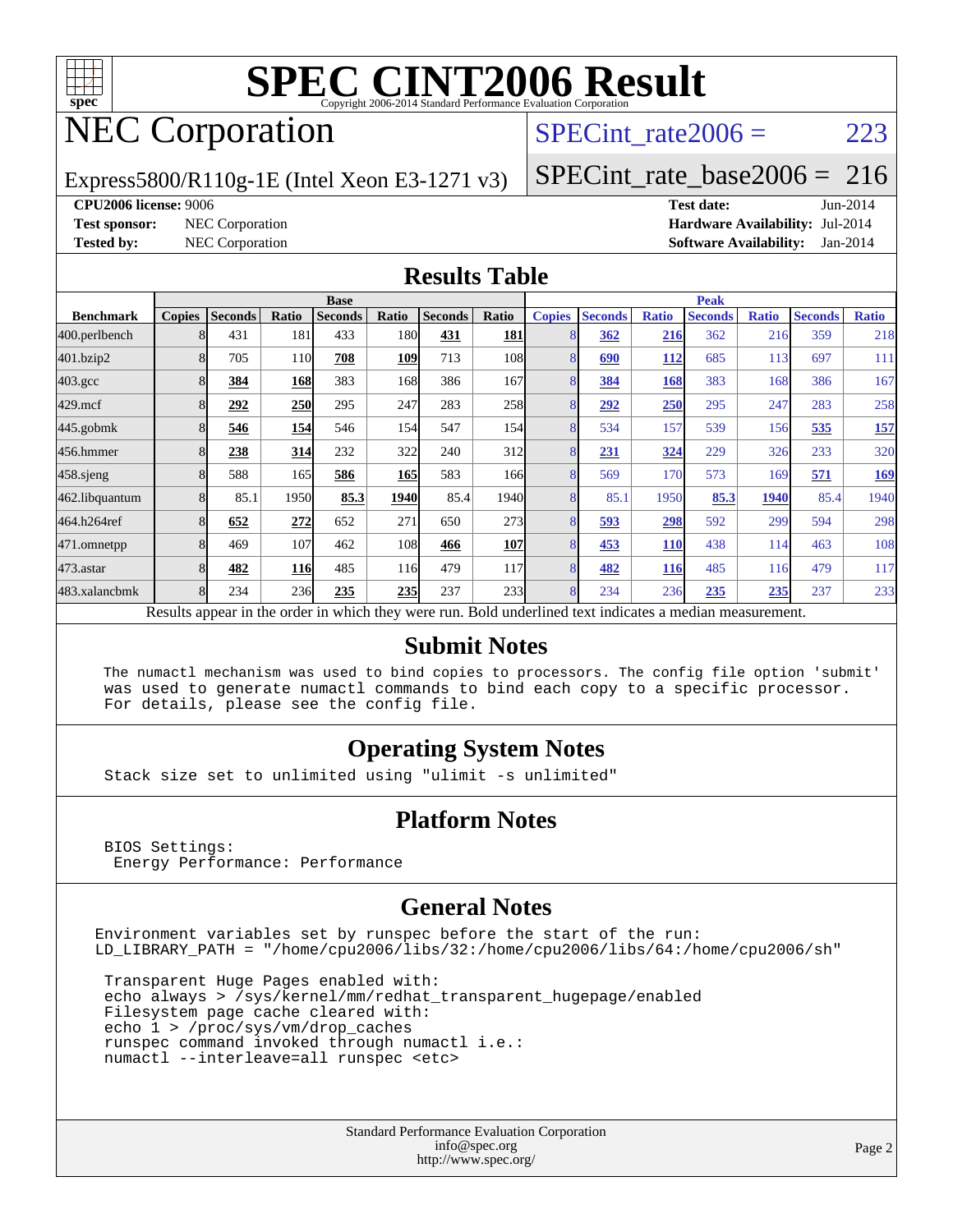# SPEC CINT2006 Result

Copyright 2006-2014 Standard Performance Evaluation Corporation

## NEC Corporation

Express5800/R110g-1E (Intel Xeon E3-1271 v3)

SPECint_rate2006 = 223

SPECint_rate_base2006 = 216

**CPU2006 license:** 9006
**Test sponsor:** NEC Corporation
**Tested by:** NEC Corporation

**Test date:** Jun-2014
**Hardware Availability:** Jul-2014
**Software Availability:** Jan-2014

## Results Table

| Benchmark | Base | | | | | | | Peak | | | | | | |
|---|---|---|---|---|---|---|---|---|---|---|---|---|---|---|
| | Copies | Seconds | Ratio | Seconds | Ratio | Seconds | Ratio | Copies | Seconds | Ratio | Seconds | Ratio | Seconds | Ratio |
| 400.perlbench | 8 | 431 | 181 | 433 | 180 | **431** | **181** | 8 | **362** | **216** | 362 | 216 | 359 | 218 |
| 401.bzip2 | 8 | 705 | 110 | **708** | **109** | 713 | 108 | 8 | **690** | **112** | 685 | 113 | 697 | 111 |
| 403.gcc | 8 | **384** | **168** | 383 | 168 | 386 | 167 | 8 | **384** | **168** | 383 | 168 | 386 | 167 |
| 429.mcf | 8 | **292** | **250** | 295 | 247 | 283 | 258 | 8 | **292** | **250** | 295 | 247 | 283 | 258 |
| 445.gobmk | 8 | **546** | **154** | 546 | 154 | 547 | 154 | 8 | 534 | 157 | 539 | 156 | **535** | **157** |
| 456.hmmer | 8 | **238** | **314** | 232 | 322 | 240 | 312 | 8 | **231** | **324** | 229 | 326 | 233 | 320 |
| 458.sjeng | 8 | 588 | 165 | **586** | **165** | 583 | 166 | 8 | 569 | 170 | 573 | 169 | **571** | **169** |
| 462.libquantum | 8 | 85.1 | 1950 | **85.3** | **1940** | 85.4 | 1940 | 8 | 85.1 | 1950 | **85.3** | **1940** | 85.4 | 1940 |
| 464.h264ref | 8 | **652** | **272** | 652 | 271 | 650 | 273 | 8 | **593** | **298** | 592 | 299 | 594 | 298 |
| 471.omnetpp | 8 | 469 | 107 | 462 | 108 | **466** | **107** | 8 | **453** | **110** | 438 | 114 | 463 | 108 |
| 473.astar | 8 | **482** | **116** | 485 | 116 | 479 | 117 | 8 | **482** | **116** | 485 | 116 | 479 | 117 |
| 483.xalancbmk | 8 | 234 | 236 | **235** | **235** | 237 | 233 | 8 | 234 | 236 | **235** | **235** | 237 | 233 |

Results appear in the order in which they were run. Bold underlined text indicates a median measurement.

## Submit Notes

```
The numactl mechanism was used to bind copies to processors. The config file option 'submit'
was used to generate numactl commands to bind each copy to a specific processor.
For details, please see the config file.
```

## Operating System Notes

```
Stack size set to unlimited using "ulimit -s unlimited"
```

## Platform Notes

```
BIOS Settings:
 Energy Performance: Performance
```

## General Notes

```
Environment variables set by runspec before the start of the run:
LD_LIBRARY_PATH = "/home/cpu2006/libs/32:/home/cpu2006/libs/64:/home/cpu2006/sh"

 Transparent Huge Pages enabled with:
 echo always > /sys/kernel/mm/redhat_transparent_hugepage/enabled
 Filesystem page cache cleared with:
 echo 1 > /proc/sys/vm/drop_caches
 runspec command invoked through numactl i.e.:
 numactl --interleave=all runspec <etc>
```

Standard Performance Evaluation Corporation
info@spec.org
http://www.spec.org/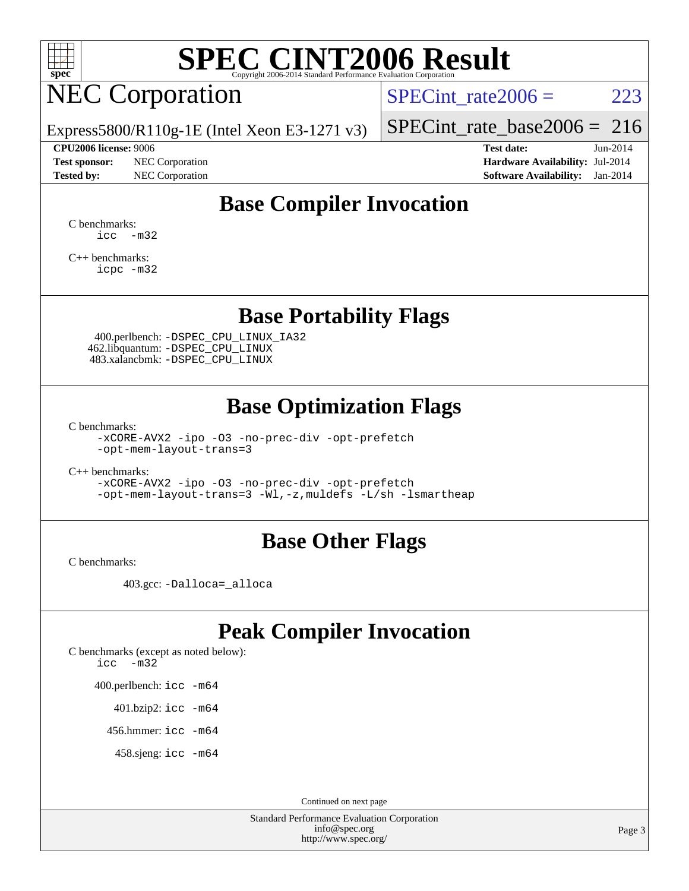# SPEC CINT2006 Result

Copyright 2006-2014 Standard Performance Evaluation Corporation

## NEC Corporation

Express5800/R110g-1E (Intel Xeon E3-1271 v3)

SPECint_rate2006 = 223

SPECint_rate_base2006 = 216

| | | | |
|---|---|---|---|
| **CPU2006 license:** 9006 | | **Test date:** | Jun-2014 |
| **Test sponsor:** | NEC Corporation | **Hardware Availability:** | Jul-2014 |
| **Tested by:** | NEC Corporation | **Software Availability:** | Jan-2014 |

## Base Compiler Invocation

C benchmarks:
```
icc  -m32
```

C++ benchmarks:
```
icpc -m32
```

## Base Portability Flags

400.perlbench: `-DSPEC_CPU_LINUX_IA32`
462.libquantum: `-DSPEC_CPU_LINUX`
483.xalancbmk: `-DSPEC_CPU_LINUX`

## Base Optimization Flags

C benchmarks:
```
-xCORE-AVX2 -ipo -O3 -no-prec-div -opt-prefetch
-opt-mem-layout-trans=3
```

C++ benchmarks:
```
-xCORE-AVX2 -ipo -O3 -no-prec-div -opt-prefetch
-opt-mem-layout-trans=3 -Wl,-z,muldefs -L/sh -lsmartheap
```

## Base Other Flags

C benchmarks:

403.gcc: `-Dalloca=_alloca`

## Peak Compiler Invocation

C benchmarks (except as noted below):
```
icc  -m32
```

400.perlbench: `icc -m64`

401.bzip2: `icc -m64`

456.hmmer: `icc -m64`

458.sjeng: `icc -m64`

Continued on next page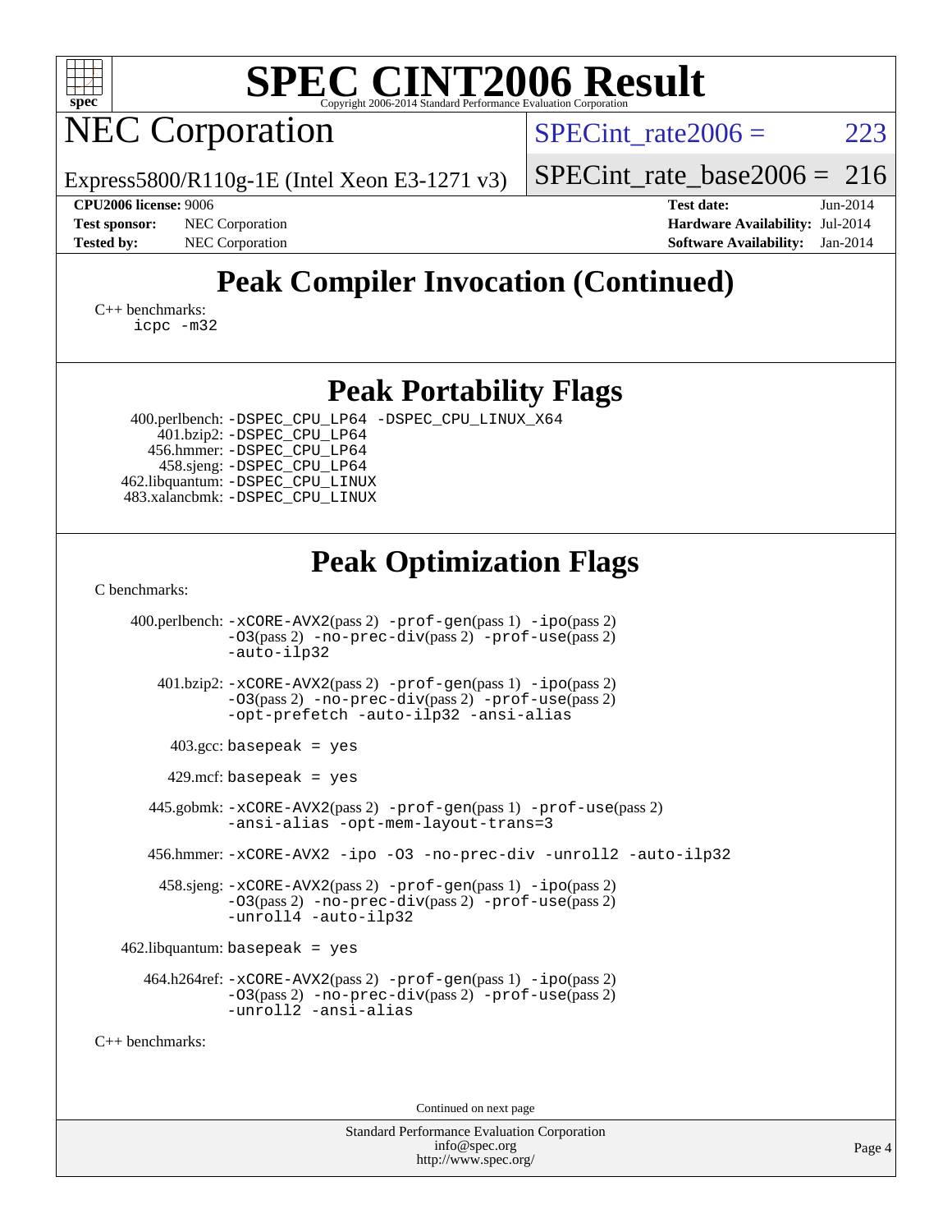# SPEC CINT2006 Result

Copyright 2006-2014 Standard Performance Evaluation Corporation

## NEC Corporation

Express5800/R110g-1E (Intel Xeon E3-1271 v3)

SPECint_rate2006 = 223

SPECint_rate_base2006 = 216

| | | | |
|---|---|---|---|
| **CPU2006 license:** | 9006 | **Test date:** | Jun-2014 |
| **Test sponsor:** | NEC Corporation | **Hardware Availability:** | Jul-2014 |
| **Tested by:** | NEC Corporation | **Software Availability:** | Jan-2014 |

## Peak Compiler Invocation (Continued)

C++ benchmarks:
 icpc -m32

## Peak Portability Flags

400.perlbench: -DSPEC_CPU_LP64 -DSPEC_CPU_LINUX_X64
401.bzip2: -DSPEC_CPU_LP64
456.hmmer: -DSPEC_CPU_LP64
458.sjeng: -DSPEC_CPU_LP64
462.libquantum: -DSPEC_CPU_LINUX
483.xalancbmk: -DSPEC_CPU_LINUX

## Peak Optimization Flags

C benchmarks:

400.perlbench: -xCORE-AVX2(pass 2) -prof-gen(pass 1) -ipo(pass 2) -O3(pass 2) -no-prec-div(pass 2) -prof-use(pass 2) -auto-ilp32

401.bzip2: -xCORE-AVX2(pass 2) -prof-gen(pass 1) -ipo(pass 2) -O3(pass 2) -no-prec-div(pass 2) -prof-use(pass 2) -opt-prefetch -auto-ilp32 -ansi-alias

403.gcc: basepeak = yes

429.mcf: basepeak = yes

445.gobmk: -xCORE-AVX2(pass 2) -prof-gen(pass 1) -prof-use(pass 2) -ansi-alias -opt-mem-layout-trans=3

456.hmmer: -xCORE-AVX2 -ipo -O3 -no-prec-div -unroll2 -auto-ilp32

458.sjeng: -xCORE-AVX2(pass 2) -prof-gen(pass 1) -ipo(pass 2) -O3(pass 2) -no-prec-div(pass 2) -prof-use(pass 2) -unroll4 -auto-ilp32

462.libquantum: basepeak = yes

464.h264ref: -xCORE-AVX2(pass 2) -prof-gen(pass 1) -ipo(pass 2) -O3(pass 2) -no-prec-div(pass 2) -prof-use(pass 2) -unroll2 -ansi-alias

C++ benchmarks:

Continued on next page

Standard Performance Evaluation Corporation
info@spec.org
http://www.spec.org/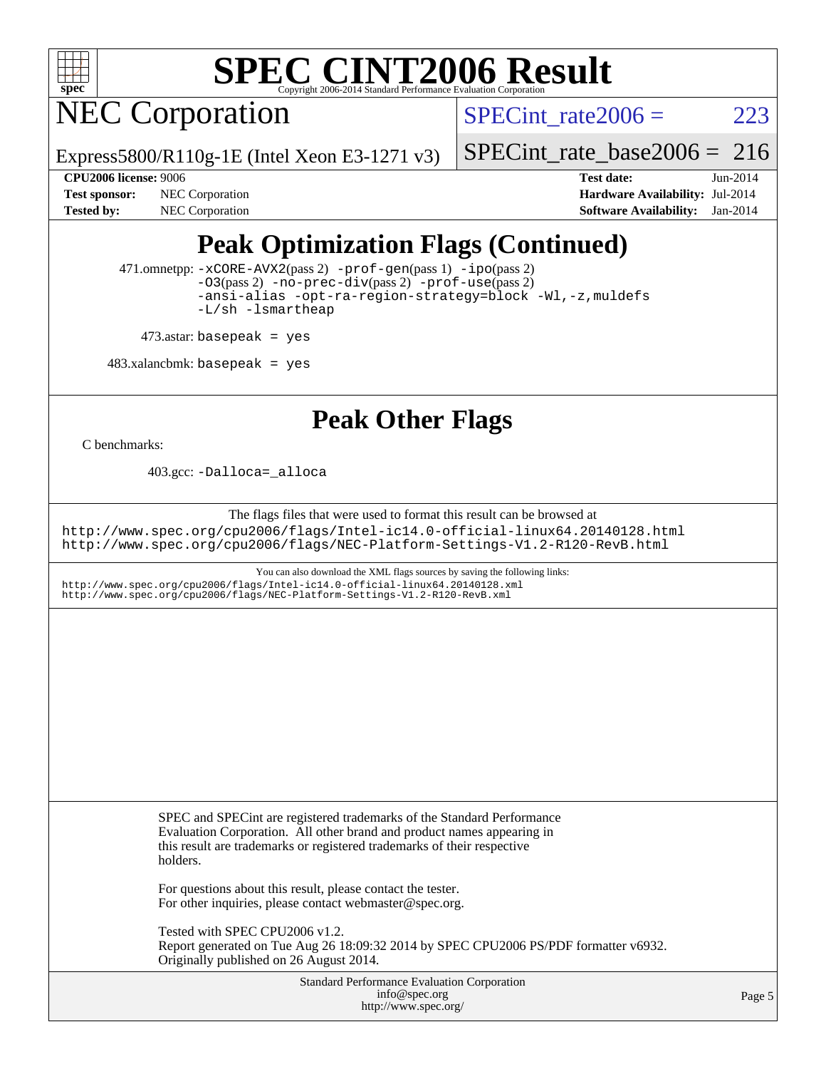# SPEC CINT2006 Result

Copyright 2006-2014 Standard Performance Evaluation Corporation

# NEC Corporation

Express5800/R110g-1E (Intel Xeon E3-1271 v3)

SPECint_rate2006 = 223

SPECint_rate_base2006 = 216

**CPU2006 license:** 9006

**Test sponsor:** NEC Corporation

**Tested by:** NEC Corporation

**Test date:** Jun-2014

**Hardware Availability:** Jul-2014

**Software Availability:** Jan-2014

## Peak Optimization Flags (Continued)

471.omnetpp: -xCORE-AVX2(pass 2) -prof-gen(pass 1) -ipo(pass 2) -O3(pass 2) -no-prec-div(pass 2) -prof-use(pass 2) -ansi-alias -opt-ra-region-strategy=block -Wl,-z,muldefs -L/sh -lsmartheap

473.astar: basepeak = yes

483.xalancbmk: basepeak = yes

## Peak Other Flags

C benchmarks:

403.gcc: -Dalloca=_alloca

The flags files that were used to format this result can be browsed at
http://www.spec.org/cpu2006/flags/Intel-ic14.0-official-linux64.20140128.html
http://www.spec.org/cpu2006/flags/NEC-Platform-Settings-V1.2-R120-RevB.html

You can also download the XML flags sources by saving the following links:
http://www.spec.org/cpu2006/flags/Intel-ic14.0-official-linux64.20140128.xml
http://www.spec.org/cpu2006/flags/NEC-Platform-Settings-V1.2-R120-RevB.xml

SPEC and SPECint are registered trademarks of the Standard Performance Evaluation Corporation. All other brand and product names appearing in this result are trademarks or registered trademarks of their respective holders.

For questions about this result, please contact the tester.
For other inquiries, please contact webmaster@spec.org.

Tested with SPEC CPU2006 v1.2.
Report generated on Tue Aug 26 18:09:32 2014 by SPEC CPU2006 PS/PDF formatter v6932.
Originally published on 26 August 2014.

Standard Performance Evaluation Corporation
info@spec.org
http://www.spec.org/